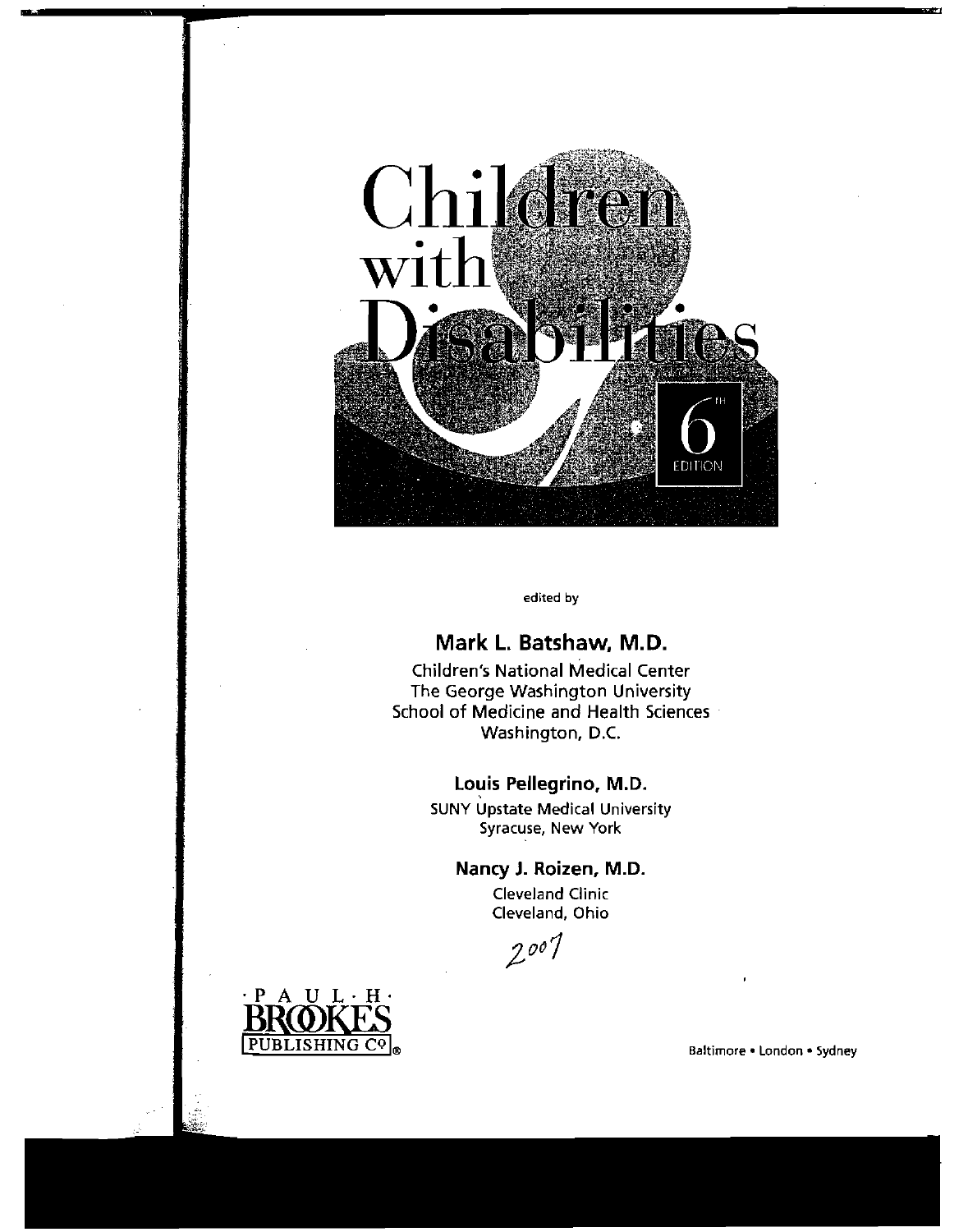# Children with Disabilities

6TH EDITION

edited by

**Mark L. Batshaw, M.D.**

Children's National Medical Center
The George Washington University
School of Medicine and Health Sciences
Washington, D.C.

**Louis Pellegrino, M.D.**

SUNY Upstate Medical University
Syracuse, New York

**Nancy J. Roizen, M.D.**

Cleveland Clinic
Cleveland, Ohio

2007

PAUL H. BROOKES PUBLISHING CO®

Baltimore • London • Sydney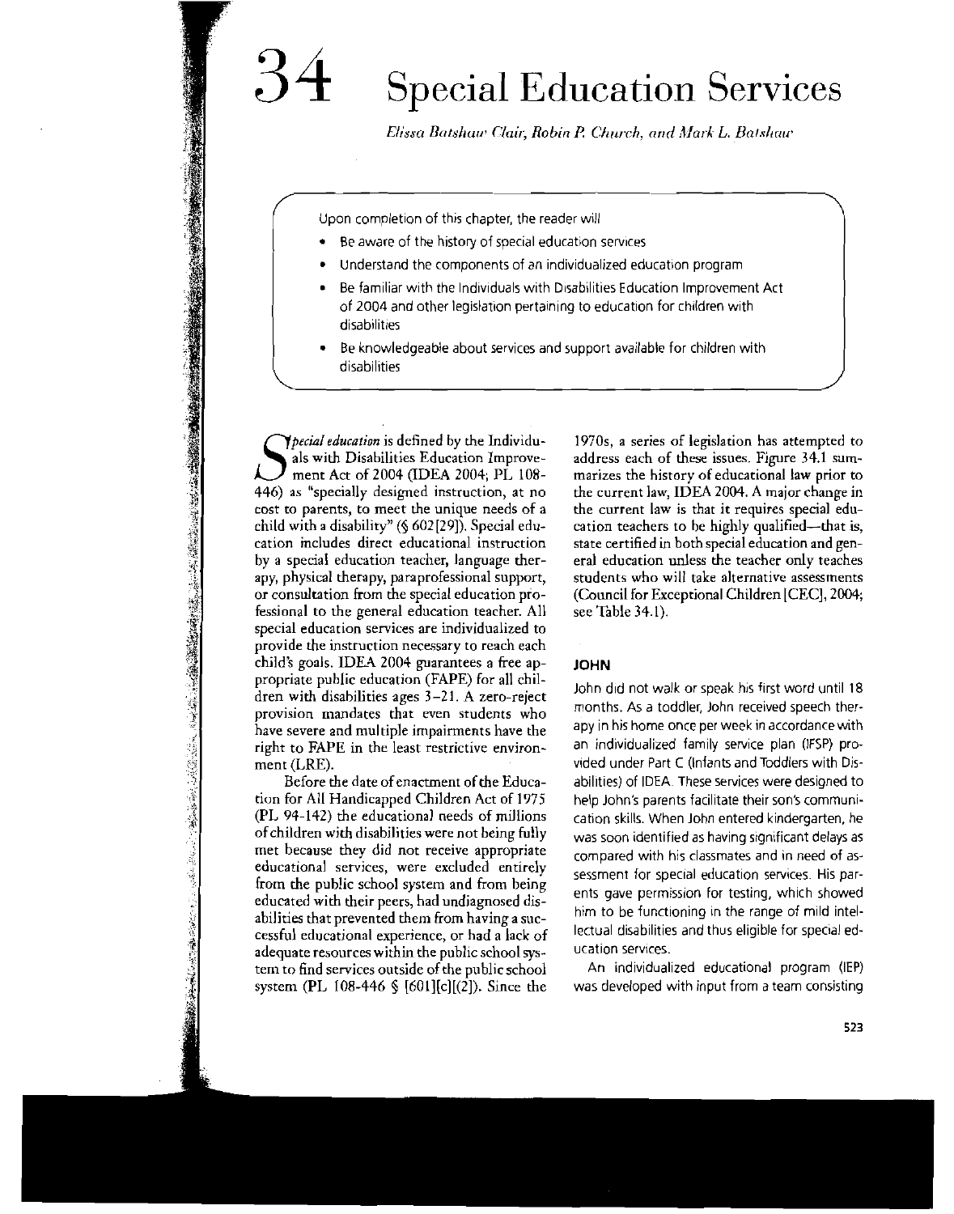# 34 Special Education Services

*Elissa Batshaw Clair, Robin P. Church, and Mark L. Batshaw*

Upon completion of this chapter, the reader will

- Be aware of the history of special education services
- Understand the components of an individualized education program
- Be familiar with the Individuals with Disabilities Education Improvement Act of 2004 and other legislation pertaining to education for children with disabilities
- Be knowledgeable about services and support available for children with disabilities

*Special education* is defined by the Individuals with Disabilities Education Improvement Act of 2004 (IDEA 2004; PL 108-446) as "specially designed instruction, at no cost to parents, to meet the unique needs of a child with a disability" (§ 602[29]). Special education includes direct educational instruction by a special education teacher, language therapy, physical therapy, paraprofessional support, or consultation from the special education professional to the general education teacher. All special education services are individualized to provide the instruction necessary to reach each child's goals. IDEA 2004 guarantees a free appropriate public education (FAPE) for all children with disabilities ages 3–21. A zero-reject provision mandates that even students who have severe and multiple impairments have the right to FAPE in the least restrictive environment (LRE).

Before the date of enactment of the Education for All Handicapped Children Act of 1975 (PL 94-142) the educational needs of millions of children with disabilities were not being fully met because they did not receive appropriate educational services, were excluded entirely from the public school system and from being educated with their peers, had undiagnosed disabilities that prevented them from having a successful educational experience, or had a lack of adequate resources within the public school system to find services outside of the public school system (PL 108-446 § [601][c][(2]). Since the 1970s, a series of legislation has attempted to address each of these issues. Figure 34.1 summarizes the history of educational law prior to the current law, IDEA 2004. A major change in the current law is that it requires special education teachers to be highly qualified—that is, state certified in both special education and general education unless the teacher only teaches students who will take alternative assessments (Council for Exceptional Children [CEC], 2004; see Table 34.1).

### JOHN

John did not walk or speak his first word until 18 months. As a toddler, John received speech therapy in his home once per week in accordance with an individualized family service plan (IFSP) provided under Part C (Infants and Toddlers with Disabilities) of IDEA. These services were designed to help John's parents facilitate their son's communication skills. When John entered kindergarten, he was soon identified as having significant delays as compared with his classmates and in need of assessment for special education services. His parents gave permission for testing, which showed him to be functioning in the range of mild intellectual disabilities and thus eligible for special education services.

An individualized educational program (IEP) was developed with input from a team consisting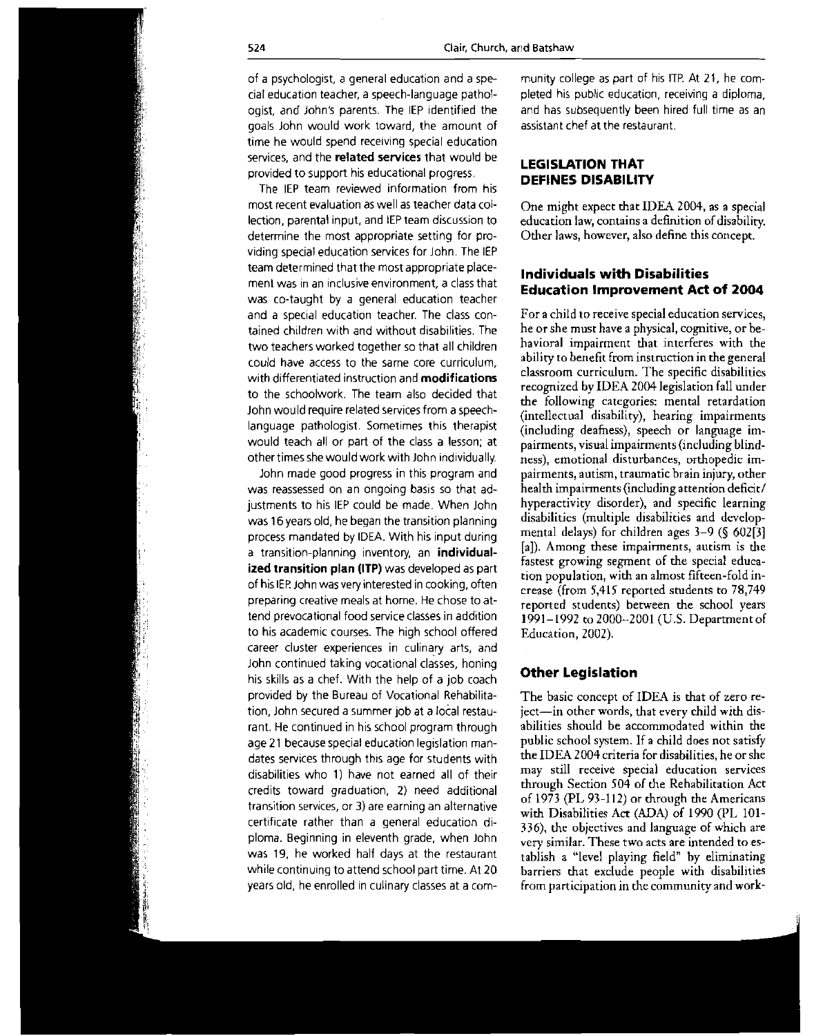of a psychologist, a general education and a special education teacher, a speech-language pathologist, and John's parents. The IEP identified the goals John would work toward, the amount of time he would spend receiving special education services, and the **related services** that would be provided to support his educational progress.

The IEP team reviewed information from his most recent evaluation as well as teacher data collection, parental input, and IEP team discussion to determine the most appropriate setting for providing special education services for John. The IEP team determined that the most appropriate placement was in an inclusive environment, a class that was co-taught by a general education teacher and a special education teacher. The class contained children with and without disabilities. The two teachers worked together so that all children could have access to the same core curriculum, with differentiated instruction and **modifications** to the schoolwork. The team also decided that John would require related services from a speech-language pathologist. Sometimes this therapist would teach all or part of the class a lesson; at other times she would work with John individually.

John made good progress in this program and was reassessed on an ongoing basis so that adjustments to his IEP could be made. When John was 16 years old, he began the transition planning process mandated by IDEA. With his input during a transition-planning inventory, an **individualized transition plan (ITP)** was developed as part of his IEP. John was very interested in cooking, often preparing creative meals at home. He chose to attend prevocational food service classes in addition to his academic courses. The high school offered career cluster experiences in culinary arts, and John continued taking vocational classes, honing his skills as a chef. With the help of a job coach provided by the Bureau of Vocational Rehabilitation, John secured a summer job at a local restaurant. He continued in his school program through age 21 because special education legislation mandates services through this age for students with disabilities who 1) have not earned all of their credits toward graduation, 2) need additional transition services, or 3) are earning an alternative certificate rather than a general education diploma. Beginning in eleventh grade, when John was 19, he worked half days at the restaurant while continuing to attend school part time. At 20 years old, he enrolled in culinary classes at a community college as part of his ITP. At 21, he completed his public education, receiving a diploma, and has subsequently been hired full time as an assistant chef at the restaurant.

## LEGISLATION THAT DEFINES DISABILITY

One might expect that IDEA 2004, as a special education law, contains a definition of disability. Other laws, however, also define this concept.

### Individuals with Disabilities Education Improvement Act of 2004

For a child to receive special education services, he or she must have a physical, cognitive, or behavioral impairment that interferes with the ability to benefit from instruction in the general classroom curriculum. The specific disabilities recognized by IDEA 2004 legislation fall under the following categories: mental retardation (intellectual disability), hearing impairments (including deafness), speech or language impairments, visual impairments (including blindness), emotional disturbances, orthopedic impairments, autism, traumatic brain injury, other health impairments (including attention deficit/hyperactivity disorder), and specific learning disabilities (multiple disabilities and developmental delays) for children ages 3–9 (§ 602[3][a]). Among these impairments, autism is the fastest growing segment of the special education population, with an almost fifteen-fold increase (from 5,415 reported students to 78,749 reported students) between the school years 1991–1992 to 2000–2001 (U.S. Department of Education, 2002).

### Other Legislation

The basic concept of IDEA is that of zero reject—in other words, that every child with disabilities should be accommodated within the public school system. If a child does not satisfy the IDEA 2004 criteria for disabilities, he or she may still receive special education services through Section 504 of the Rehabilitation Act of 1973 (PL 93-112) or through the Americans with Disabilities Act (ADA) of 1990 (PL 101-336), the objectives and language of which are very similar. These two acts are intended to establish a "level playing field" by eliminating barriers that exclude people with disabilities from participation in the community and work-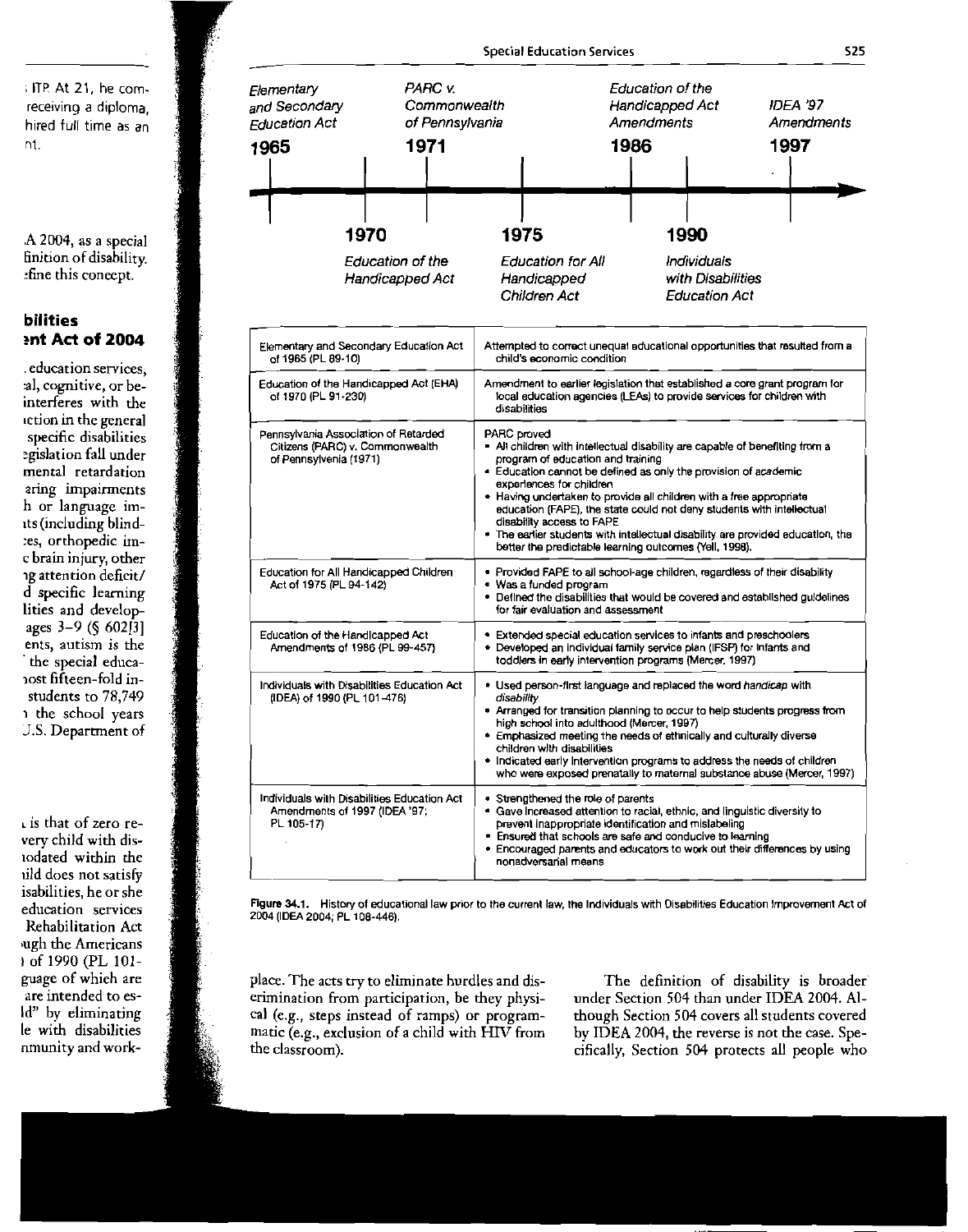| Year | Legislation |
|---|---|
| 1965 | Elementary and Secondary Education Act |
| 1970 | Education of the Handicapped Act |
| 1971 | PARC v. Commonwealth of Pennsylvania |
| 1975 | Education for All Handicapped Children Act |
| 1986 | Education of the Handicapped Act Amendments |
| 1990 | Individuals with Disabilities Education Act |
| 1997 | IDEA '97 Amendments |

| Legislation | Description |
|---|---|
| Elementary and Secondary Education Act of 1965 (PL 89-10) | Attempted to correct unequal educational opportunities that resulted from a child's economic condition |
| Education of the Handicapped Act (EHA) of 1970 (PL 91-230) | Amendment to earlier legislation that established a core grant program for local education agencies (LEAs) to provide services for children with disabilities |
| Pennsylvania Association of Retarded Citizens (PARC) v. Commonwealth of Pennsylvania (1971) | PARC proved<br>• All children with intellectual disability are capable of benefiting from a program of education and training<br>• Education cannot be defined as only the provision of academic experiences for children<br>• Having undertaken to provide all children with a free appropriate education (FAPE), the state could not deny students with intellectual disability access to FAPE<br>• The earlier students with intellectual disability are provided education, the better the predictable learning outcomes (Yell, 1998). |
| Education for All Handicapped Children Act of 1975 (PL 94-142) | • Provided FAPE to all school-age children, regardless of their disability<br>• Was a funded program<br>• Defined the disabilities that would be covered and established guidelines for fair evaluation and assessment |
| Education of the Handicapped Act Amendments of 1986 (PL 99-457) | • Extended special education services to infants and preschoolers<br>• Developed an individual family service plan (IFSP) for infants and toddlers in early intervention programs (Mercer, 1997) |
| Individuals with Disabilities Education Act (IDEA) of 1990 (PL 101-476) | • Used person-first language and replaced the word *handicap* with *disability*<br>• Arranged for transition planning to occur to help students progress from high school into adulthood (Mercer, 1997)<br>• Emphasized meeting the needs of ethnically and culturally diverse children with disabilities<br>• Indicated early intervention programs to address the needs of children who were exposed prenatally to maternal substance abuse (Mercer, 1997) |
| Individuals with Disabilities Education Act Amendments of 1997 (IDEA '97; PL 105-17) | • Strengthened the role of parents<br>• Gave increased attention to racial, ethnic, and linguistic diversity to prevent inappropriate identification and mislabeling<br>• Ensured that schools are safe and conducive to learning<br>• Encouraged parents and educators to work out their differences by using nonadversarial means |

**Figure 34.1.** History of educational law prior to the current law, the Individuals with Disabilities Education Improvement Act of 2004 (IDEA 2004; PL 108-446).

place. The acts try to eliminate hurdles and discrimination from participation, be they physical (e.g., steps instead of ramps) or programmatic (e.g., exclusion of a child with HIV from the classroom).

The definition of disability is broader under Section 504 than under IDEA 2004. Although Section 504 covers all students covered by IDEA 2004, the reverse is not the case. Specifically, Section 504 protects all people who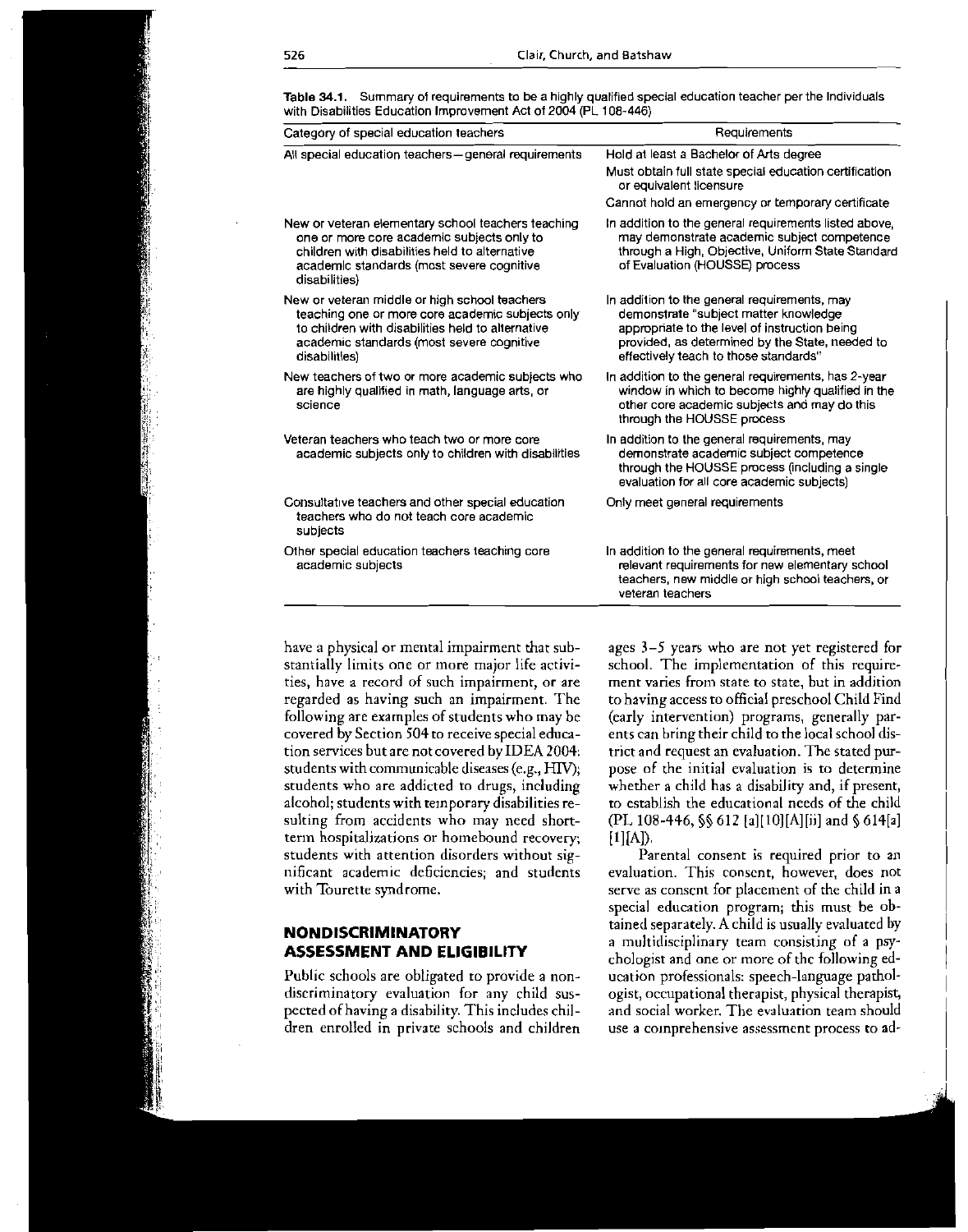**Table 34.1.** Summary of requirements to be a highly qualified special education teacher per the Individuals with Disabilities Education Improvement Act of 2004 (PL 108-446)

| Category of special education teachers | Requirements |
| --- | --- |
| All special education teachers—general requirements | Hold at least a Bachelor of Arts degree<br>Must obtain full state special education certification or equivalent licensure<br>Cannot hold an emergency or temporary certificate |
| New or veteran elementary school teachers teaching one or more core academic subjects only to children with disabilities held to alternative academic standards (most severe cognitive disabilities) | In addition to the general requirements listed above, may demonstrate academic subject competence through a High, Objective, Uniform State Standard of Evaluation (HOUSSE) process |
| New or veteran middle or high school teachers teaching one or more core academic subjects only to children with disabilities held to alternative academic standards (most severe cognitive disabilities) | In addition to the general requirements, may demonstrate "subject matter knowledge appropriate to the level of instruction being provided, as determined by the State, needed to effectively teach to those standards" |
| New teachers of two or more academic subjects who are highly qualified in math, language arts, or science | In addition to the general requirements, has 2-year window in which to become highly qualified in the other core academic subjects and may do this through the HOUSSE process |
| Veteran teachers who teach two or more core academic subjects only to children with disabilities | In addition to the general requirements, may demonstrate academic subject competence through the HOUSSE process (including a single evaluation for all core academic subjects) |
| Consultative teachers and other special education teachers who do not teach core academic subjects | Only meet general requirements |
| Other special education teachers teaching core academic subjects | In addition to the general requirements, meet relevant requirements for new elementary school teachers, new middle or high school teachers, or veteran teachers |

have a physical or mental impairment that substantially limits one or more major life activities, have a record of such impairment, or are regarded as having such an impairment. The following are examples of students who may be covered by Section 504 to receive special education services but are not covered by IDEA 2004: students with communicable diseases (e.g., HIV); students who are addicted to drugs, including alcohol; students with temporary disabilities resulting from accidents who may need short-term hospitalizations or homebound recovery; students with attention disorders without significant academic deficiencies; and students with Tourette syndrome.

## NONDISCRIMINATORY ASSESSMENT AND ELIGIBILITY

Public schools are obligated to provide a nondiscriminatory evaluation for any child suspected of having a disability. This includes children enrolled in private schools and children ages 3–5 years who are not yet registered for school. The implementation of this requirement varies from state to state, but in addition to having access to official preschool Child Find (early intervention) programs, generally parents can bring their child to the local school district and request an evaluation. The stated purpose of the initial evaluation is to determine whether a child has a disability and, if present, to establish the educational needs of the child (PL 108-446, §§ 612 [a][10][A][ii] and § 614[a][1][A]).

Parental consent is required prior to an evaluation. This consent, however, does not serve as consent for placement of the child in a special education program; this must be obtained separately. A child is usually evaluated by a multidisciplinary team consisting of a psychologist and one or more of the following education professionals: speech-language pathologist, occupational therapist, physical therapist, and social worker. The evaluation team should use a comprehensive assessment process to ad-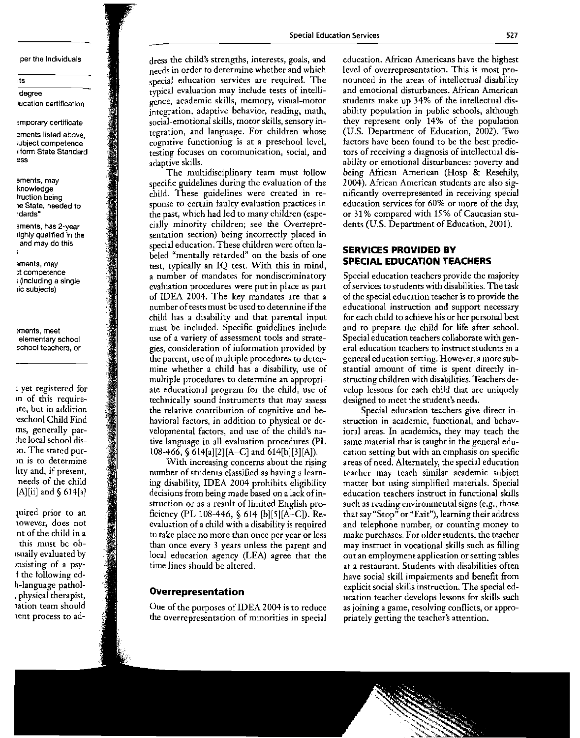dress the child's strengths, interests, goals, and needs in order to determine whether and which special education services are required. The typical evaluation may include tests of intelligence, academic skills, memory, visual-motor integration, adaptive behavior, reading, math, social-emotional skills, motor skills, sensory integration, and language. For children whose cognitive functioning is at a preschool level, testing focuses on communication, social, and adaptive skills.

The multidisciplinary team must follow specific guidelines during the evaluation of the child. These guidelines were created in response to certain faulty evaluation practices in the past, which had led to many children (especially minority children; see the Overrepresentation section) being incorrectly placed in special education. These children were often labeled "mentally retarded" on the basis of one test, typically an IQ test. With this in mind, a number of mandates for nondiscriminatory evaluation procedures were put in place as part of IDEA 2004. The key mandates are that a number of tests must be used to determine if the child has a disability and that parental input must be included. Specific guidelines include use of a variety of assessment tools and strategies, consideration of information provided by the parent, use of multiple procedures to determine whether a child has a disability, use of multiple procedures to determine an appropriate educational program for the child, use of technically sound instruments that may assess the relative contribution of cognitive and behavioral factors, in addition to physical or developmental factors, and use of the child's native language in all evaluation procedures (PL 108-466, § 614[a][2][A–C] and 614[b][3][A]).

With increasing concerns about the rising number of students classified as having a learning disability, IDEA 2004 prohibits eligibility decisions from being made based on a lack of instruction or as a result of limited English proficiency (PL 108-446, § 614 [b][5][A–C]). Reevaluation of a child with a disability is required to take place no more than once per year or less than once every 3 years unless the parent and local education agency (LEA) agree that the time lines should be altered.

### Overrepresentation

One of the purposes of IDEA 2004 is to reduce the overrepresentation of minorities in special education. African Americans have the highest level of overrepresentation. This is most pronounced in the areas of intellectual disability and emotional disturbances. African American students make up 34% of the intellectual disability population in public schools, although they represent only 14% of the population (U.S. Department of Education, 2002). Two factors have been found to be the best predictors of receiving a diagnosis of intellectual disability or emotional disturbances: poverty and being African American (Hosp & Reschly, 2004). African American students are also significantly overrepresented in receiving special education services for 60% or more of the day, or 31% compared with 15% of Caucasian students (U.S. Department of Education, 2001).

## SERVICES PROVIDED BY SPECIAL EDUCATION TEACHERS

Special education teachers provide the majority of services to students with disabilities. The task of the special education teacher is to provide the educational instruction and support necessary for each child to achieve his or her personal best and to prepare the child for life after school. Special education teachers collaborate with general education teachers to instruct students in a general education setting. However, a more substantial amount of time is spent directly instructing children with disabilities. Teachers develop lessons for each child that are uniquely designed to meet the student's needs.

Special education teachers give direct instruction in academic, functional, and behavioral areas. In academics, they may teach the same material that is taught in the general education setting but with an emphasis on specific areas of need. Alternately, the special education teacher may teach similar academic subject matter but using simplified materials. Special education teachers instruct in functional skills such as reading environmental signs (e.g., those that say "Stop" or "Exit"), learning their address and telephone number, or counting money to make purchases. For older students, the teacher may instruct in vocational skills such as filling out an employment application or setting tables at a restaurant. Students with disabilities often have social skill impairments and benefit from explicit social skills instruction. The special education teacher develops lessons for skills such as joining a game, resolving conflicts, or appropriately getting the teacher's attention.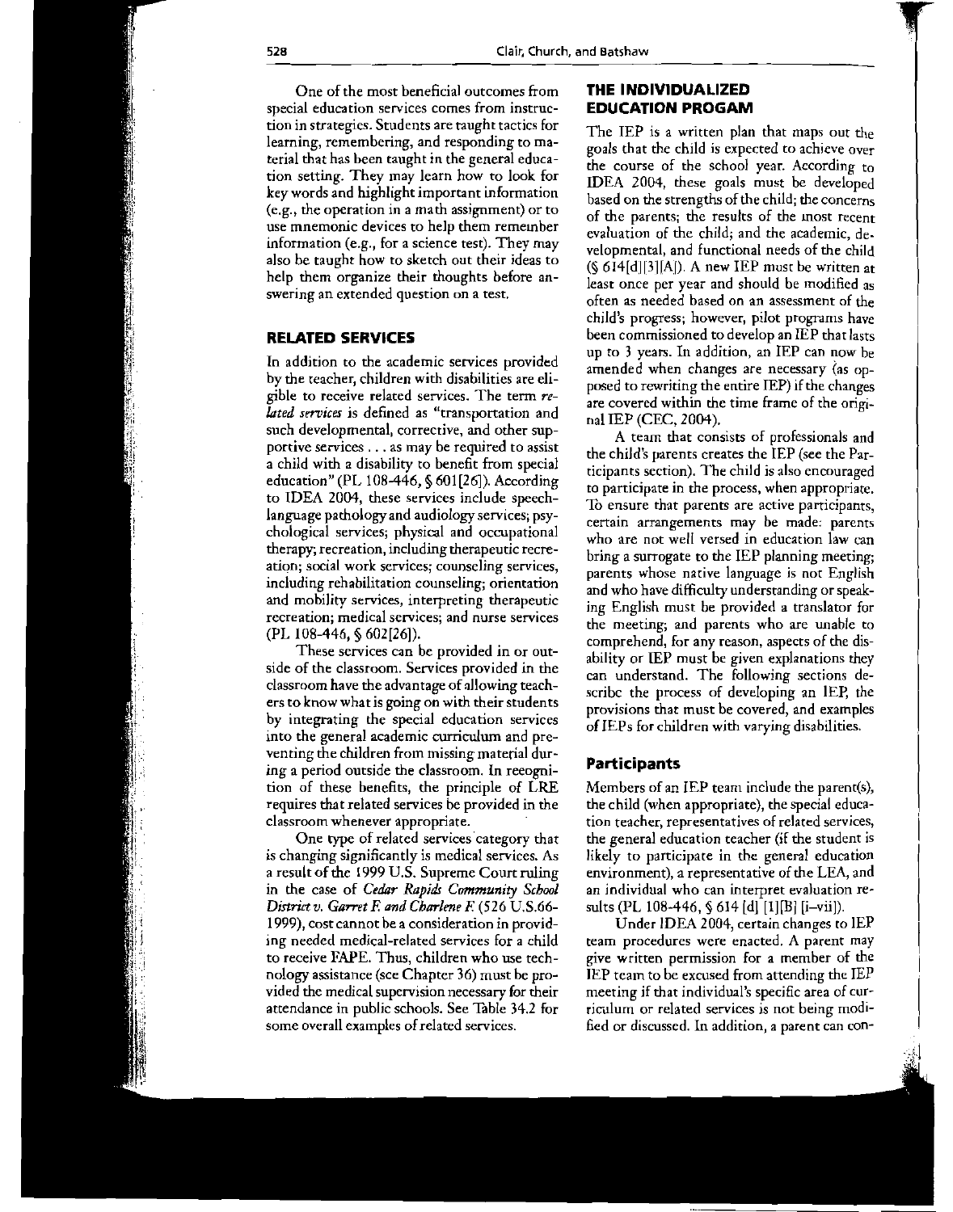One of the most beneficial outcomes from special education services comes from instruction in strategies. Students are taught tactics for learning, remembering, and responding to material that has been taught in the general education setting. They may learn how to look for key words and highlight important information (e.g., the operation in a math assignment) or to use mnemonic devices to help them remember information (e.g., for a science test). They may also be taught how to sketch out their ideas to help them organize their thoughts before answering an extended question on a test.

## RELATED SERVICES

In addition to the academic services provided by the teacher, children with disabilities are eligible to receive related services. The term *related services* is defined as "transportation and such developmental, corrective, and other supportive services . . . as may be required to assist a child with a disability to benefit from special education" (PL 108-446, § 601[26]). According to IDEA 2004, these services include speech-language pathology and audiology services; psychological services; physical and occupational therapy; recreation, including therapeutic recreation; social work services; counseling services, including rehabilitation counseling; orientation and mobility services, interpreting therapeutic recreation; medical services; and nurse services (PL 108-446, § 602[26]).

These services can be provided in or outside of the classroom. Services provided in the classroom have the advantage of allowing teachers to know what is going on with their students by integrating the special education services into the general academic curriculum and preventing the children from missing material during a period outside the classroom. In reeognition of these benefits, the principle of LRE requires that related services be provided in the classroom whenever appropriate.

One type of related services category that is changing significantly is medical services. As a result of the 1999 U.S. Supreme Court ruling in the case of *Cedar Rapids Community School District v. Garret F. and Charlene F.* (526 U.S.66-1999), cost cannot be a consideration in providing needed medical-related services for a child to receive FAPE. Thus, children who use technology assistance (see Chapter 36) must be provided the medical supervision necessary for their attendance in public schools. See Table 34.2 for some overall examples of related services.

## THE INDIVIDUALIZED EDUCATION PROGAM

The IEP is a written plan that maps out the goals that the child is expected to achieve over the course of the school year. According to IDEA 2004, these goals must be developed based on the strengths of the child; the concerns of the parents; the results of the most recent evaluation of the child; and the academic, developmental, and functional needs of the child (§ 614[d][3][A]). A new IEP must be written at least once per year and should be modified as often as needed based on an assessment of the child's progress; however, pilot programs have been commissioned to develop an IEP that lasts up to 3 years. In addition, an IEP can now be amended when changes are necessary (as opposed to rewriting the entire IEP) if the changes are covered within the time frame of the original IEP (CEC, 2004).

A team that consists of professionals and the child's parents creates the IEP (see the Participants section). The child is also encouraged to participate in the process, when appropriate. To ensure that parents are active participants, certain arrangements may be made: parents who are not well versed in education law can bring a surrogate to the IEP planning meeting; parents whose native language is not English and who have difficulty understanding or speaking English must be provided a translator for the meeting; and parents who are unable to comprehend, for any reason, aspects of the disability or IEP must be given explanations they can understand. The following sections describe the process of developing an IEP, the provisions that must be covered, and examples of IEPs for children with varying disabilities.

### Participants

Members of an IEP team include the parent(s), the child (when appropriate), the special education teacher, representatives of related services, the general education teacher (if the student is likely to participate in the general education environment), a representative of the LEA, and an individual who can interpret evaluation results (PL 108-446, § 614 [d] [1][B] [i–vii]).

Under IDEA 2004, certain changes to IEP team procedures were enacted. A parent may give written permission for a member of the IEP team to be excused from attending the IEP meeting if that individual's specific area of curriculum or related services is not being modified or discussed. In addition, a parent can con-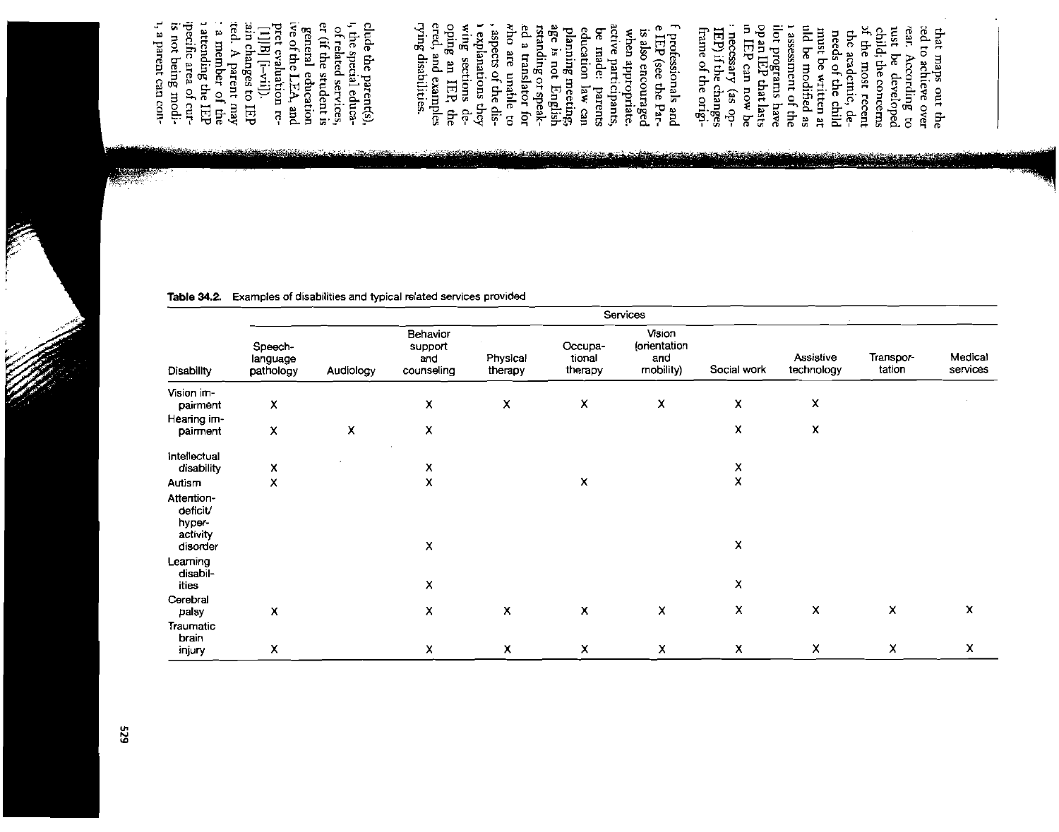**Table 34.2.** Examples of disabilities and typical related services provided

| Disability | Services | | | | | | | | | |
|---|---|---|---|---|---|---|---|---|---|---|
| | Speech-language pathology | Audiology | Behavior support and counseling | Physical therapy | Occupational therapy | Vision (orientation and mobility) | Social work | Assistive technology | Transportation | Medical services |
| Vision impairment | X | | X | X | X | X | X | X | | |
| Hearing impairment | X | X | X | | | | X | X | | |
| Intellectual disability | X | | X | | | | X | | | |
| Autism | X | | X | | X | | X | | | |
| Attention-deficit/hyperactivity disorder | | | X | | | | X | | | |
| Learning disabilities | | | X | | | | X | | | |
| Cerebral palsy | X | | X | X | X | X | X | X | X | X |
| Traumatic brain injury | X | | X | X | X | X | X | X | X | X |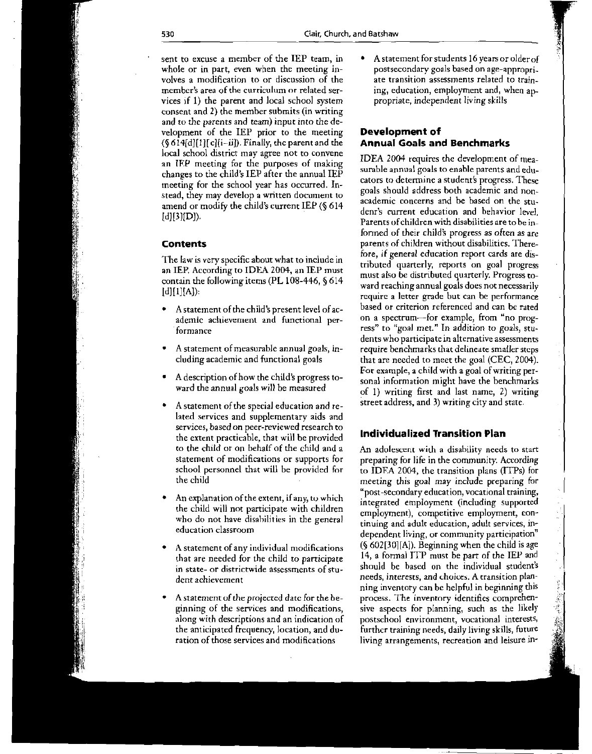sent to excuse a member of the IEP team, in whole or in part, even when the meeting involves a modification to or discussion of the member's area of the curriculum or related services if 1) the parent and local school system consent and 2) the member submits (in writing and to the parents and team) input into the development of the IEP prior to the meeting (§ 614[d][1][c][i–ii]). Finally, the parent and the local school district may agree not to convene an IEP meeting for the purposes of making changes to the child's IEP after the annual IEP meeting for the school year has occurred. Instead, they may develop a written document to amend or modify the child's current IEP (§ 614 [d][3][D]).

### Contents

The law is very specific about what to include in an IEP. According to IDEA 2004, an IEP must contain the following items (PL 108-446, § 614 [d][1][A]):

- A statement of the child's present level of academic achievement and functional performance
- A statement of measurable annual goals, including academic and functional goals
- A description of how the child's progress toward the annual goals will be measured
- A statement of the special education and related services and supplementary aids and services, based on peer-reviewed research to the extent practicable, that will be provided to the child or on behalf of the child and a statement of modifications or supports for school personnel that will be provided for the child
- An explanation of the extent, if any, to which the child will not participate with children who do not have disabilities in the general education classroom
- A statement of any individual modifications that are needed for the child to participate in state- or districtwide assessments of student achievement
- A statement of the projected date for the beginning of the services and modifications, along with descriptions and an indication of the anticipated frequency, location, and duration of those services and modifications
- A statement for students 16 years or older of postsecondary goals based on age-appropriate transition assessments related to training, education, employment and, when appropriate, independent living skills

### Development of Annual Goals and Benchmarks

IDEA 2004 requires the development of measurable annual goals to enable parents and educators to determine a student's progress. These goals should address both academic and nonacademic concerns and be based on the student's current education and behavior level. Parents of children with disabilities are to be informed of their child's progress as often as are parents of children without disabilities. Therefore, if general education report cards are distributed quarterly, reports on goal progress must also be distributed quarterly. Progress toward reaching annual goals does not necessarily require a letter grade but can be performance based or criterion referenced and can be rated on a spectrum—for example, from "no progress" to "goal met." In addition to goals, students who participate in alternative assessments require benchmarks that delineate smaller steps that are needed to meet the goal (CEC, 2004). For example, a child with a goal of writing personal information might have the benchmarks of 1) writing first and last name, 2) writing street address, and 3) writing city and state.

### Individualized Transition Plan

An adolescent with a disability needs to start preparing for life in the community. According to IDEA 2004, the transition plans (ITPs) for meeting this goal *may* include preparing for "post-secondary education, vocational training, integrated employment (including supported employment), competitive employment, continuing and adult education, adult services, independent living, or community participation" (§ 602[30][A]). Beginning when the child is age 14, a formal ITP must be part of the IEP and should be based on the individual student's needs, interests, and choices. A transition planning inventory can be helpful in beginning this process. The inventory identifies comprehensive aspects for planning, such as the likely postschool environment, vocational interests, further training needs, daily living skills, future living arrangements, recreation and leisure in-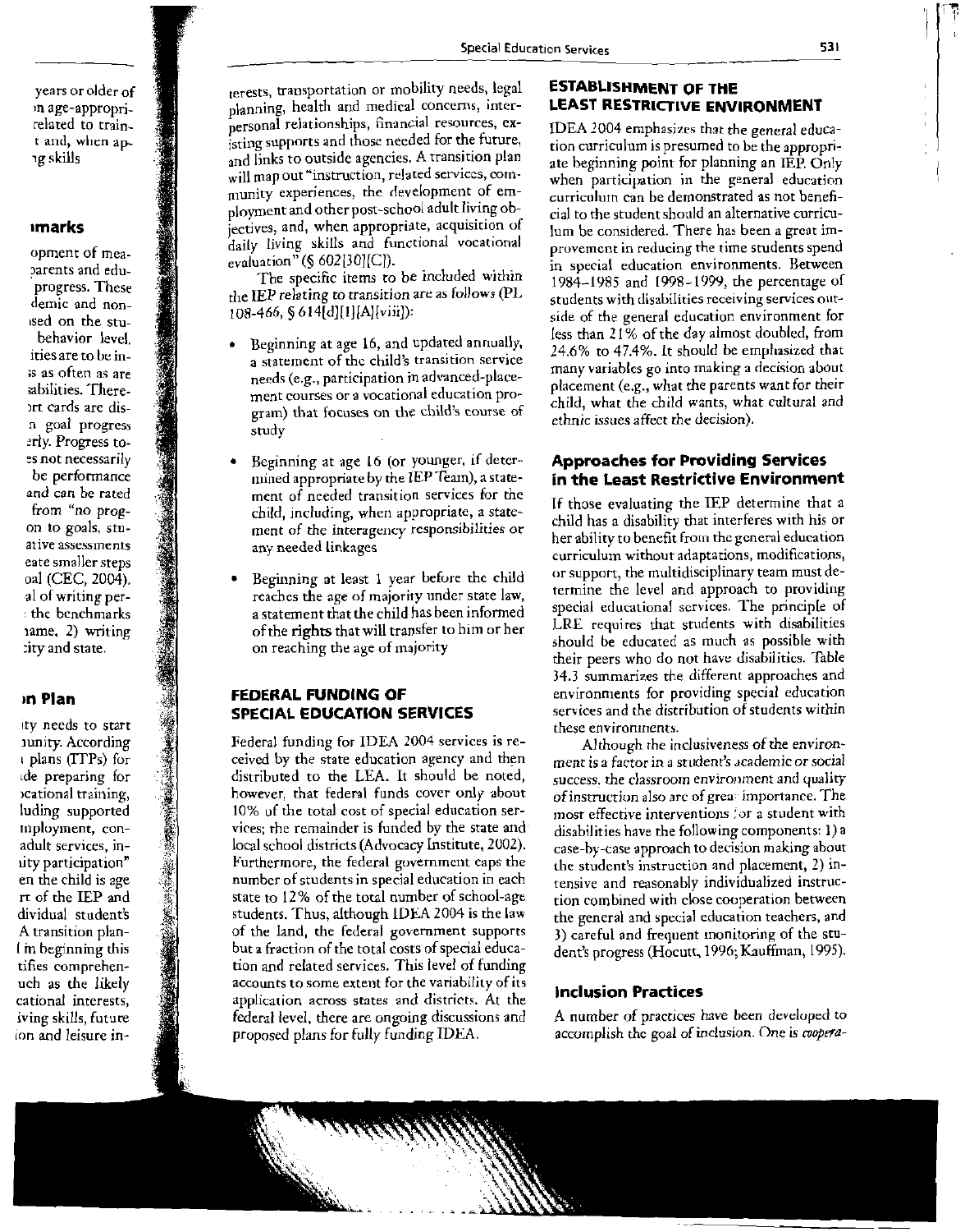terests, transportation or mobility needs, legal planning, health and medical concerns, interpersonal relationships, financial resources, existing supports and those needed for the future, and links to outside agencies. A transition plan will map out "instruction, related services, community experiences, the development of employment and other post-school adult living objectives, and, when appropriate, acquisition of daily living skills and functional vocational evaluation" (§ 602[30][C]).

The specific items to be included within the IEP relating to transition are as follows (PL 108-466, § 614[d][1][A][viii]):

- Beginning at age 16, and updated annually, a statement of the child's transition service needs (e.g., participation in advanced-placement courses or a vocational education program) that focuses on the child's course of study
- Beginning at age 16 (or younger, if determined appropriate by the IEP Team), a statement of needed transition services for the child, including, when appropriate, a statement of the interagency responsibilities or any needed linkages
- Beginning at least 1 year before the child reaches the age of majority under state law, a statement that the child has been informed of the rights that will transfer to him or her on reaching the age of majority

## FEDERAL FUNDING OF SPECIAL EDUCATION SERVICES

Federal funding for IDEA 2004 services is received by the state education agency and then distributed to the LEA. It should be noted, however, that federal funds cover only about 10% of the total cost of special education services; the remainder is funded by the state and local school districts (Advocacy Institute, 2002). Furthermore, the federal government caps the number of students in special education in each state to 12% of the total number of school-age students. Thus, although IDEA 2004 is the law of the land, the federal government supports but a fraction of the total costs of special education and related services. This level of funding accounts to some extent for the variability of its application across states and districts. At the federal level, there are ongoing discussions and proposed plans for fully funding IDEA.

## ESTABLISHMENT OF THE LEAST RESTRICTIVE ENVIRONMENT

IDEA 2004 emphasizes that the general education curriculum is presumed to be the appropriate beginning point for planning an IEP. Only when participation in the general education curriculum can be demonstrated as not beneficial to the student should an alternative curriculum be considered. There has been a great improvement in reducing the time students spend in special education environments. Between 1984–1985 and 1998–1999, the percentage of students with disabilities receiving services outside of the general education environment for less than 21% of the day almost doubled, from 24.6% to 47.4%. It should be emphasized that many variables go into making a decision about placement (e.g., what the parents want for their child, what the child wants, what cultural and ethnic issues affect the decision).

### Approaches for Providing Services in the Least Restrictive Environment

If those evaluating the IEP determine that a child has a disability that interferes with his or her ability to benefit from the general education curriculum without adaptations, modifications, or support, the multidisciplinary team must determine the level and approach to providing special educational services. The principle of LRE requires that students with disabilities should be educated as much as possible with their peers who do not have disabilities. Table 34.3 summarizes the different approaches and environments for providing special education services and the distribution of students within these environments.

Although the inclusiveness of the environment is a factor in a student's academic or social success, the classroom environment and quality of instruction also are of great importance. The most effective interventions for a student with disabilities have the following components: 1) a case-by-case approach to decision making about the student's instruction and placement, 2) intensive and reasonably individualized instruction combined with close cooperation between the general and special education teachers, and 3) careful and frequent monitoring of the student's progress (Hocutt, 1996; Kauffman, 1995).

### Inclusion Practices

A number of practices have been developed to accomplish the goal of inclusion. One is *coopera-*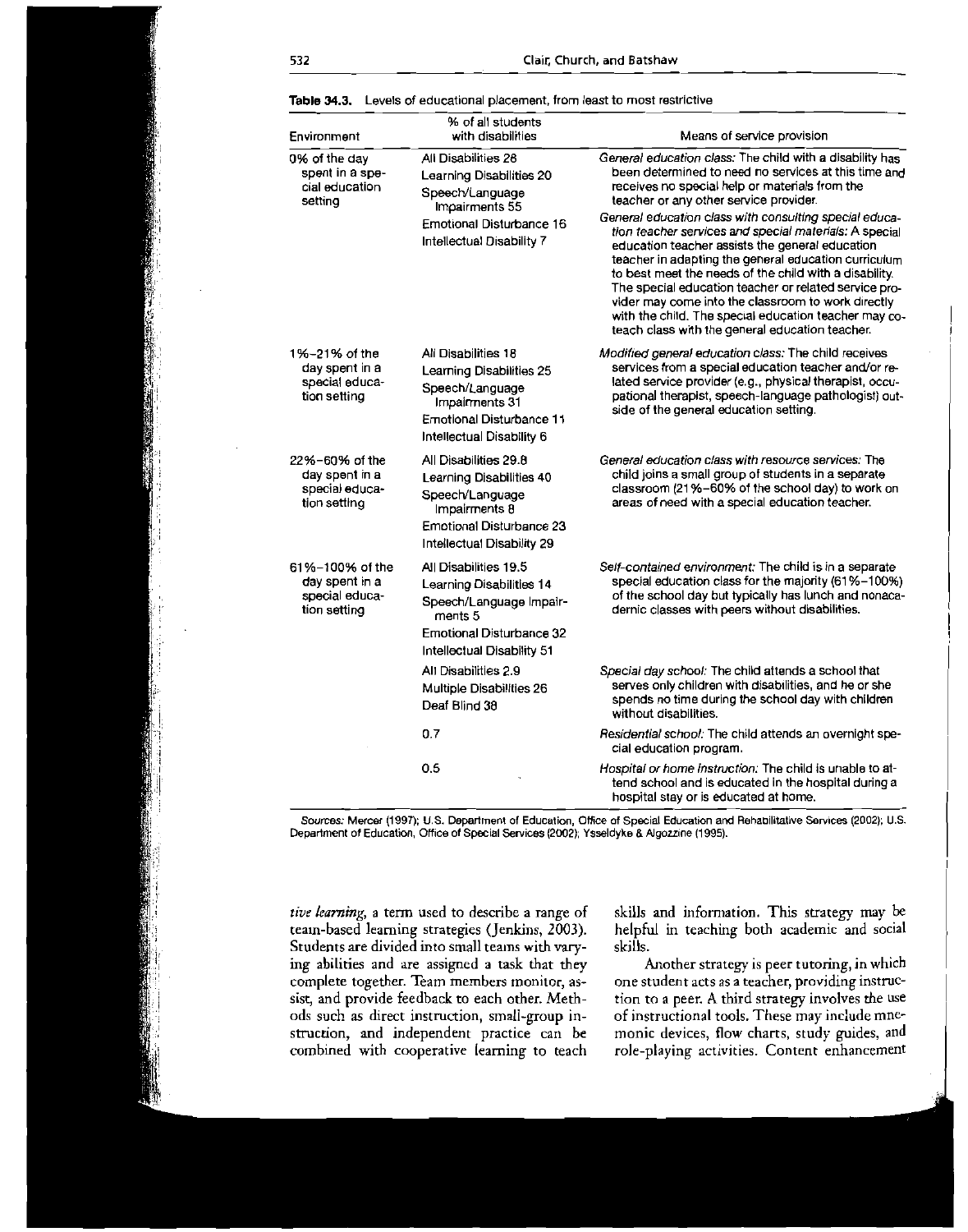**Table 34.3.** Levels of educational placement, from least to most restrictive

| Environment | % of all students with disabilities | Means of service provision |
|---|---|---|
| 0% of the day spent in a special education setting | All Disabilities 28<br>Learning Disabilities 20<br>Speech/Language Impairments 55<br>Emotional Disturbance 16<br>Intellectual Disability 7 | *General education class:* The child with a disability has been determined to need no services at this time and receives no special help or materials from the teacher or any other service provider.<br>*General education class with consulting special education teacher services and special materials:* A special education teacher assists the general education teacher in adapting the general education curriculum to best meet the needs of the child with a disability. The special education teacher or related service provider may come into the classroom to work directly with the child. The special education teacher may co-teach class with the general education teacher. |
| 1%–21% of the day spent in a special education setting | All Disabilities 18<br>Learning Disabilities 25<br>Speech/Language Impairments 31<br>Emotional Disturbance 11<br>Intellectual Disability 6 | *Modified general education class:* The child receives services from a special education teacher and/or related service provider (e.g., physical therapist, occupational therapist, speech-language pathologist) outside of the general education setting. |
| 22%–60% of the day spent in a special education setting | All Disabilities 29.8<br>Learning Disabilities 40<br>Speech/Language Impairments 8<br>Emotional Disturbance 23<br>Intellectual Disability 29 | *General education class with resource services:* The child joins a small group of students in a separate classroom (21%–60% of the school day) to work on areas of need with a special education teacher. |
| 61%–100% of the day spent in a special education setting | All Disabilities 19.5<br>Learning Disabilities 14<br>Speech/Language Impairments 5<br>Emotional Disturbance 32<br>Intellectual Disability 51 | *Self-contained environment:* The child is in a separate special education class for the majority (61%–100%) of the school day but typically has lunch and nonacademic classes with peers without disabilities. |
| | All Disabilities 2.9<br>Multiple Disabilities 26<br>Deaf Blind 38 | *Special day school:* The child attends a school that serves only children with disabilities, and he or she spends no time during the school day with children without disabilities. |
| | 0.7 | *Residential school:* The child attends an overnight special education program. |
| | 0.5 | *Hospital or home instruction:* The child is unable to attend school and is educated in the hospital during a hospital stay or is educated at home. |

*Sources:* Mercer (1997); U.S. Department of Education, Office of Special Education and Rehabilitative Services (2002); U.S. Department of Education, Office of Special Services (2002); Ysseldyke & Algozzine (1995).

*tive learning*, a term used to describe a range of team-based learning strategies (Jenkins, 2003). Students are divided into small teams with varying abilities and are assigned a task that they complete together. Team members monitor, assist, and provide feedback to each other. Methods such as direct instruction, small-group instruction, and independent practice can be combined with cooperative learning to teach skills and information. This strategy may be helpful in teaching both academic and social skills.

Another strategy is peer tutoring, in which one student acts as a teacher, providing instruction to a peer. A third strategy involves the use of instructional tools. These may include mnemonic devices, flow charts, study guides, and role-playing activities. Content enhancement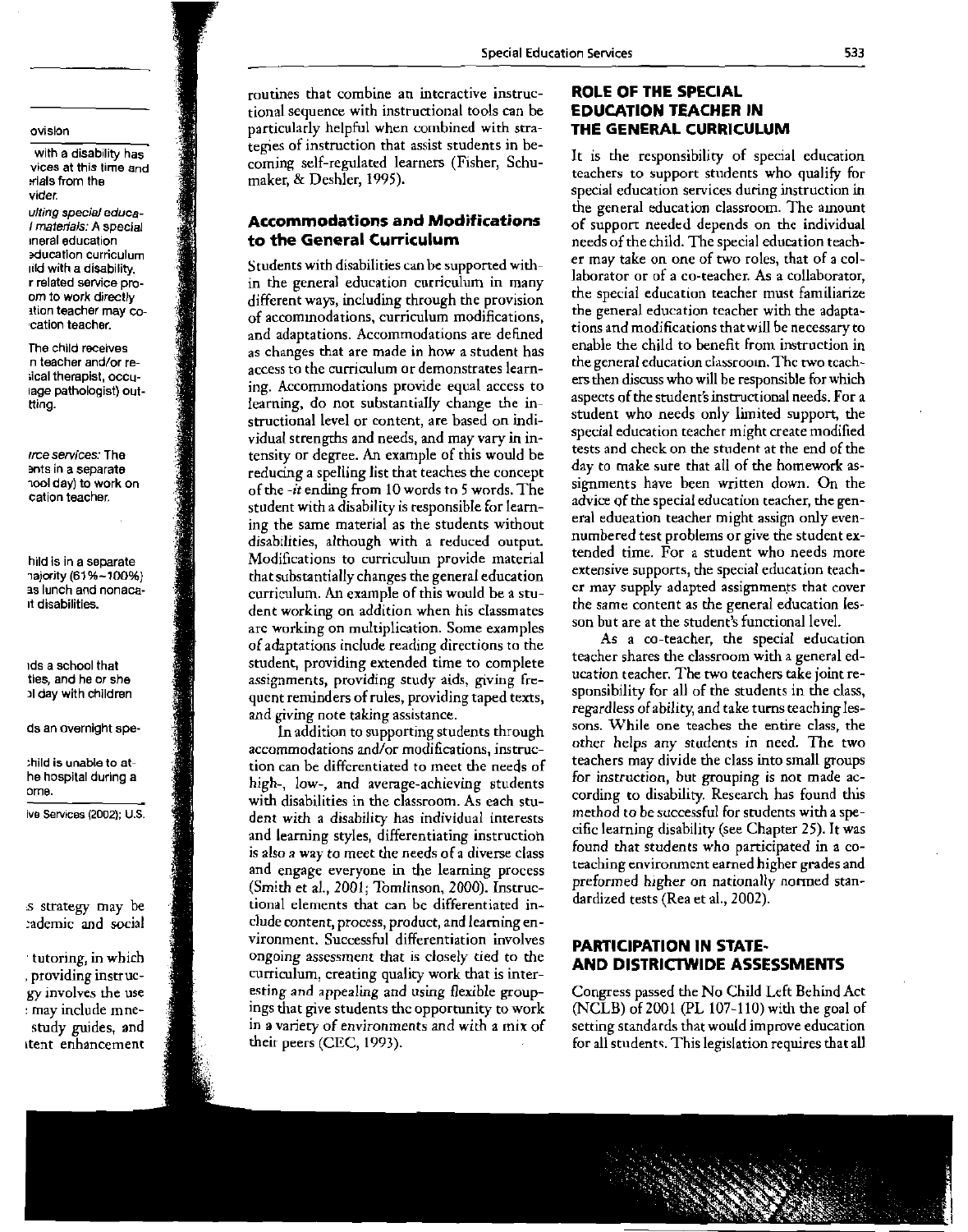routines that combine an interactive instructional sequence with instructional tools can be particularly helpful when combined with strategies of instruction that assist students in becoming self-regulated learners (Fisher, Schumaker, & Deshler, 1995).

### Accommodations and Modifications to the General Curriculum

Students with disabilities can be supported within the general education curriculum in many different ways, including through the provision of accommodations, curriculum modifications, and adaptations. Accommodations are defined as changes that are made in how a student has access to the curriculum or demonstrates learning. Accommodations provide equal access to learning, do not substantially change the instructional level or content, are based on individual strengths and needs, and may vary in intensity or degree. An example of this would be reducing a spelling list that teaches the concept of the *-it* ending from 10 words to 5 words. The student with a disability is responsible for learning the same material as the students without disabilities, although with a reduced output. Modifications to curriculum provide material that substantially changes the general education curriculum. An example of this would be a student working on addition when his classmates are working on multiplication. Some examples of adaptations include reading directions to the student, providing extended time to complete assignments, providing study aids, giving frequent reminders of rules, providing taped texts, and giving note taking assistance.

In addition to supporting students through accommodations and/or modifications, instruction can be differentiated to meet the needs of high-, low-, and average-achieving students with disabilities in the classroom. As each student with a disability has individual interests and learning styles, differentiating instruction is also a way to meet the needs of a diverse class and engage everyone in the learning process (Smith et al., 2001; Tomlinson, 2000). Instructional elements that can be differentiated include content, process, product, and learning environment. Successful differentiation involves ongoing assessment that is closely tied to the curriculum, creating quality work that is interesting and appealing and using flexible groupings that give students the opportunity to work in a variety of environments and with a mix of their peers (CEC, 1993).

## ROLE OF THE SPECIAL EDUCATION TEACHER IN THE GENERAL CURRICULUM

It is the responsibility of special education teachers to support students who qualify for special education services during instruction in the general education classroom. The amount of support needed depends on the individual needs of the child. The special education teacher may take on one of two roles, that of a collaborator or of a co-teacher. As a collaborator, the special education teacher must familiarize the general education teacher with the adaptations and modifications that will be necessary to enable the child to benefit from instruction in the general education classroom. The two teachers then discuss who will be responsible for which aspects of the student's instructional needs. For a student who needs only limited support, the special education teacher might create modified tests and check on the student at the end of the day to make sure that all of the homework assignments have been written down. On the advice of the special education teacher, the general education teacher might assign only even-numbered test problems or give the student extended time. For a student who needs more extensive supports, the special education teacher may supply adapted assignments that cover the same content as the general education lesson but are at the student's functional level.

As a co-teacher, the special education teacher shares the classroom with a general education teacher. The two teachers take joint responsibility for all of the students in the class, regardless of ability, and take turns teaching lessons. While one teaches the entire class, the other helps any students in need. The two teachers may divide the class into small groups for instruction, but grouping is not made according to disability. Research has found this method to be successful for students with a specific learning disability (see Chapter 25). It was found that students who participated in a co-teaching environment earned higher grades and preformed higher on nationally normed standardized tests (Rea et al., 2002).

## PARTICIPATION IN STATE- AND DISTRICTWIDE ASSESSMENTS

Congress passed the No Child Left Behind Act (NCLB) of 2001 (PL 107-110) with the goal of setting standards that would improve education for all students. This legislation requires that all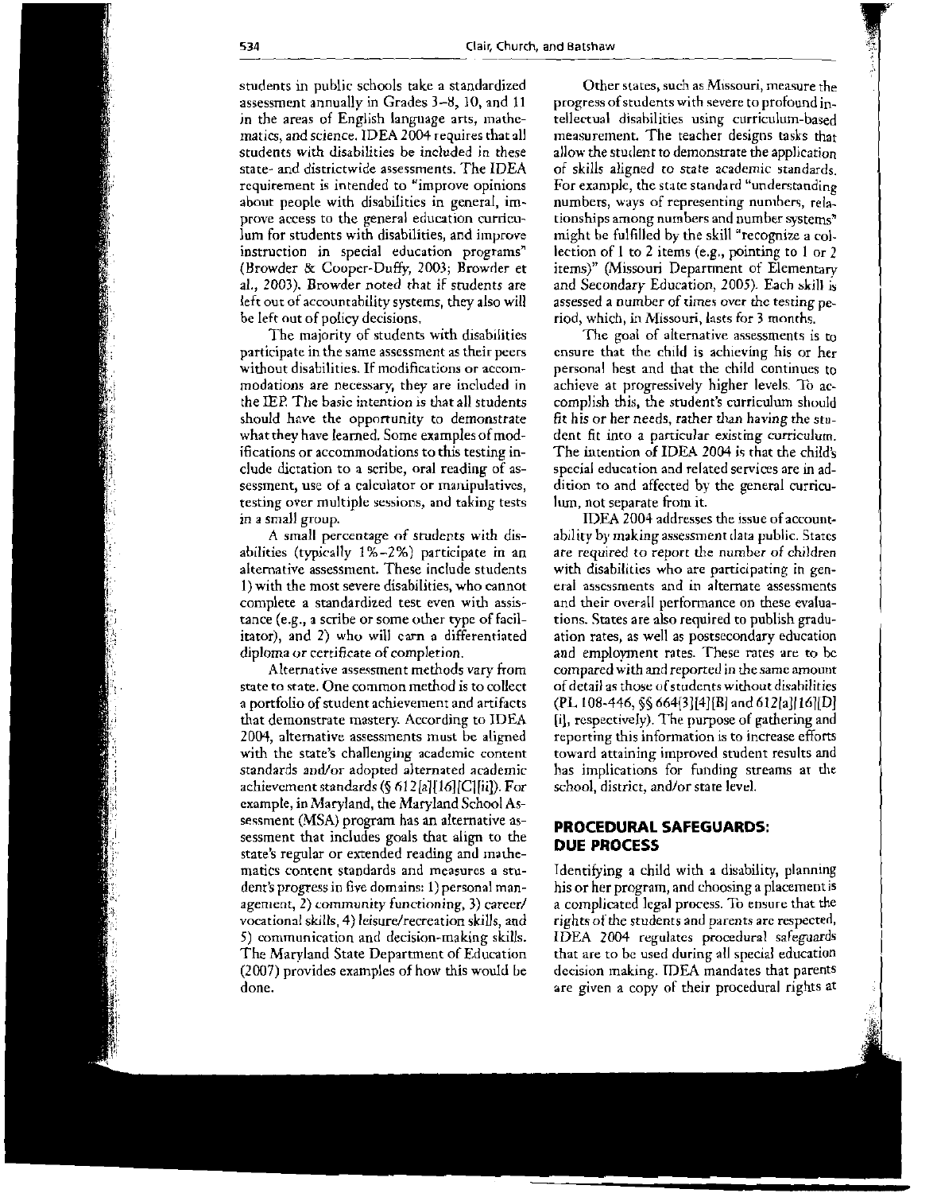students in public schools take a standardized assessment annually in Grades 3–8, 10, and 11 in the areas of English language arts, mathematics, and science. IDEA 2004 requires that all students with disabilities be included in these state- and districtwide assessments. The IDEA requirement is intended to "improve opinions about people with disabilities in general, improve access to the general education curriculum for students with disabilities, and improve instruction in special education programs" (Browder & Cooper-Duffy, 2003; Browder et al., 2003). Browder noted that if students are left out of accountability systems, they also will be left out of policy decisions.

The majority of students with disabilities participate in the same assessment as their peers without disabilities. If modifications or accommodations are necessary, they are included in the IEP. The basic intention is that all students should have the opportunity to demonstrate what they have learned. Some examples of modifications or accommodations to this testing include dictation to a scribe, oral reading of assessment, use of a calculator or manipulatives, testing over multiple sessions, and taking tests in a small group.

A small percentage of students with disabilities (typically 1%–2%) participate in an alternative assessment. These include students 1) with the most severe disabilities, who cannot complete a standardized test even with assistance (e.g., a scribe or some other type of facilitator), and 2) who will earn a differentiated diploma or certificate of completion.

Alternative assessment methods vary from state to state. One common method is to collect a portfolio of student achievement and artifacts that demonstrate mastery. According to IDEA 2004, alternative assessments must be aligned with the state's challenging academic content standards and/or adopted alternated academic achievement standards (§ 612[a][16][C][ii]). For example, in Maryland, the Maryland School Assessment (MSA) program has an alternative assessment that includes goals that align to the state's regular or extended reading and mathematics content standards and measures a student's progress in five domains: 1) personal management, 2) community functioning, 3) career/vocational skills, 4) leisure/recreation skills, and 5) communication and decision-making skills. The Maryland State Department of Education (2007) provides examples of how this would be done.

Other states, such as Missouri, measure the progress of students with severe to profound intellectual disabilities using curriculum-based measurement. The teacher designs tasks that allow the student to demonstrate the application of skills aligned to state academic standards. For example, the state standard "understanding numbers, ways of representing numbers, relationships among numbers and number systems" might be fulfilled by the skill "recognize a collection of 1 to 2 items (e.g., pointing to 1 or 2 items)" (Missouri Department of Elementary and Secondary Education, 2005). Each skill is assessed a number of times over the testing period, which, in Missouri, lasts for 3 months.

The goal of alternative assessments is to ensure that the child is achieving his or her personal best and that the child continues to achieve at progressively higher levels. To accomplish this, the student's curriculum should fit his or her needs, rather than having the student fit into a particular existing curriculum. The intention of IDEA 2004 is that the child's special education and related services are in addition to and affected by the general curriculum, not separate from it.

IDEA 2004 addresses the issue of accountability by making assessment data public. States are required to report the number of children with disabilities who are participating in general assessments and in alternate assessments and their overall performance on these evaluations. States are also required to publish graduation rates, as well as postsecondary education and employment rates. These rates are to be compared with and reported in the same amount of detail as those of students without disabilities (PL 108-446, §§ 664[3][4][B] and 612[a][16][D][i], respectively). The purpose of gathering and reporting this information is to increase efforts toward attaining improved student results and has implications for funding streams at the school, district, and/or state level.

## PROCEDURAL SAFEGUARDS: DUE PROCESS

Identifying a child with a disability, planning his or her program, and choosing a placement is a complicated legal process. To ensure that the rights of the students and parents are respected, IDEA 2004 regulates procedural safeguards that are to be used during all special education decision making. IDEA mandates that parents are given a copy of their procedural rights at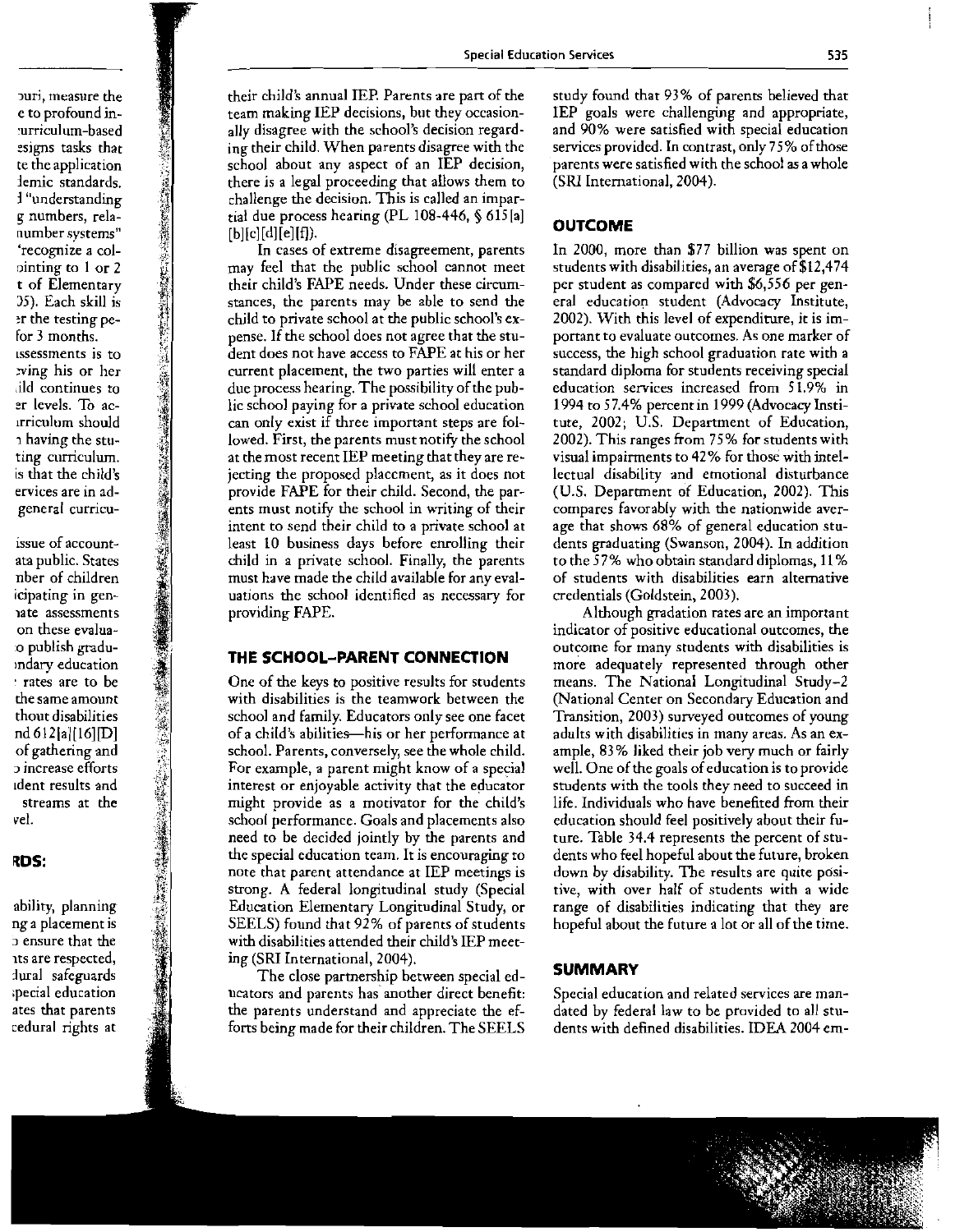their child's annual IEP. Parents are part of the team making IEP decisions, but they occasionally disagree with the school's decision regarding their child. When parents disagree with the school about any aspect of an IEP decision, there is a legal proceeding that allows them to challenge the decision. This is called an impartial due process hearing (PL 108-446, § 615[a][b][c][d][e][f]).

In cases of extreme disagreement, parents may feel that the public school cannot meet their child's FAPE needs. Under these circumstances, the parents may be able to send the child to private school at the public school's expense. If the school does not agree that the student does not have access to FAPE at his or her current placement, the two parties will enter a due process hearing. The possibility of the public school paying for a private school education can only exist if three important steps are followed. First, the parents must notify the school at the most recent IEP meeting that they are rejecting the proposed placement, as it does not provide FAPE for their child. Second, the parents must notify the school in writing of their intent to send their child to a private school at least 10 business days before enrolling their child in a private school. Finally, the parents must have made the child available for any evaluations the school identified as necessary for providing FAPE.

## THE SCHOOL–PARENT CONNECTION

One of the keys to positive results for students with disabilities is the teamwork between the school and family. Educators only see one facet of a child's abilities—his or her performance at school. Parents, conversely, see the whole child. For example, a parent might know of a special interest or enjoyable activity that the educator might provide as a motivator for the child's school performance. Goals and placements also need to be decided jointly by the parents and the special education team. It is encouraging to note that parent attendance at IEP meetings is strong. A federal longitudinal study (Special Education Elementary Longitudinal Study, or SEELS) found that 92% of parents of students with disabilities attended their child's IEP meeting (SRI International, 2004).

The close partnership between special educators and parents has another direct benefit: the parents understand and appreciate the efforts being made for their children. The SEELS study found that 93% of parents believed that IEP goals were challenging and appropriate, and 90% were satisfied with special education services provided. In contrast, only 75% of those parents were satisfied with the school as a whole (SRI International, 2004).

## OUTCOME

In 2000, more than $77 billion was spent on students with disabilities, an average of $12,474 per student as compared with $6,556 per general education student (Advocacy Institute, 2002). With this level of expenditure, it is important to evaluate outcomes. As one marker of success, the high school graduation rate with a standard diploma for students receiving special education services increased from 51.9% in 1994 to 57.4% percent in 1999 (Advocacy Institute, 2002; U.S. Department of Education, 2002). This ranges from 75% for students with visual impairments to 42% for those with intellectual disability and emotional disturbance (U.S. Department of Education, 2002). This compares favorably with the nationwide average that shows 68% of general education students graduating (Swanson, 2004). In addition to the 57% who obtain standard diplomas, 11% of students with disabilities earn alternative credentials (Goldstein, 2003).

Although gradation rates are an important indicator of positive educational outcomes, the outcome for many students with disabilities is more adequately represented through other means. The National Longitudinal Study–2 (National Center on Secondary Education and Transition, 2003) surveyed outcomes of young adults with disabilities in many areas. As an example, 83% liked their job very much or fairly well. One of the goals of education is to provide students with the tools they need to succeed in life. Individuals who have benefited from their education should feel positively about their future. Table 34.4 represents the percent of students who feel hopeful about the future, broken down by disability. The results are quite positive, with over half of students with a wide range of disabilities indicating that they are hopeful about the future a lot or all of the time.

## SUMMARY

Special education and related services are mandated by federal law to be provided to all students with defined disabilities. IDEA 2004 em-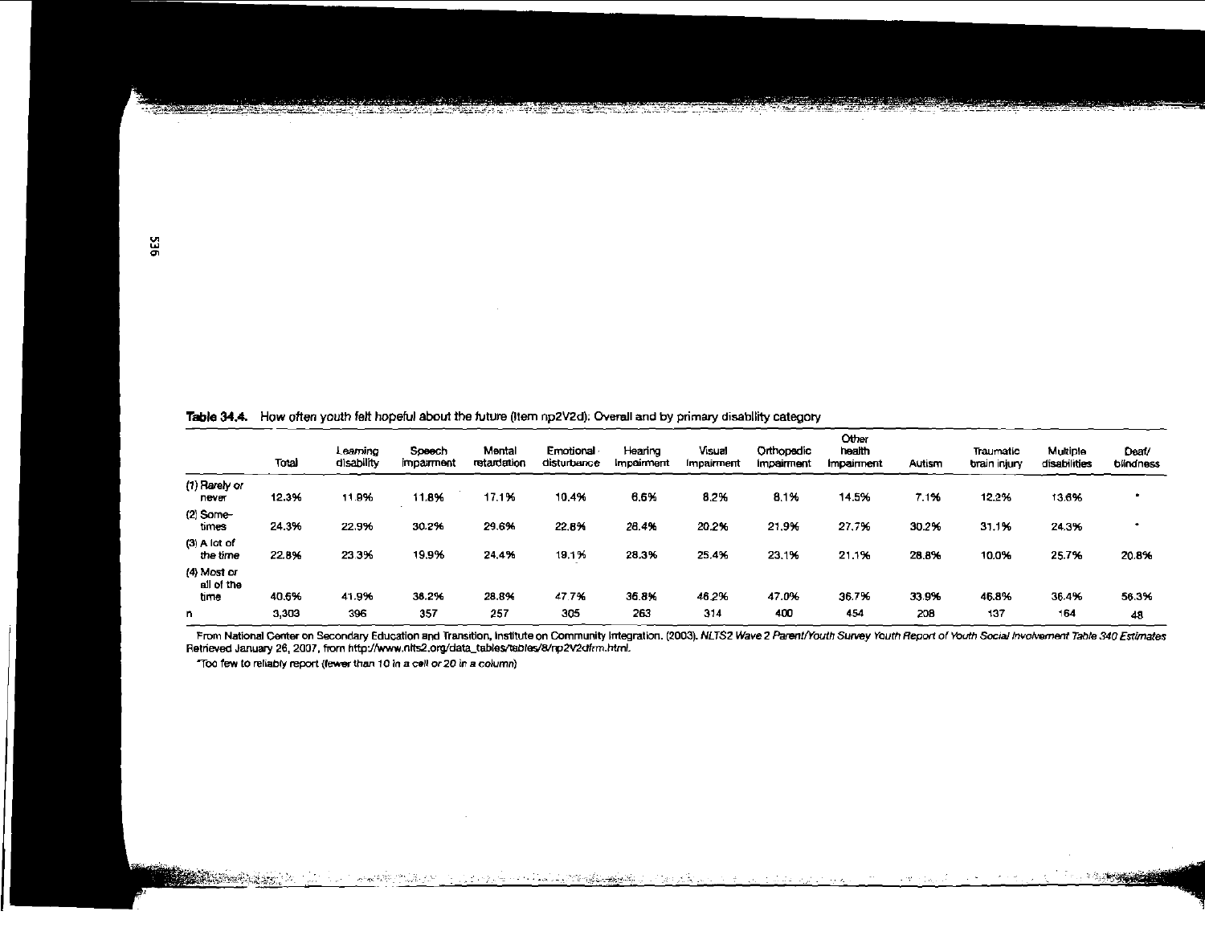**Table 34.4.** How often youth felt hopeful about the future (Item np2V2d): Overall and by primary disability category

| | Total | Learning disability | Speech impairment | Mental retardation | Emotional disturbance | Hearing impairment | Visual impairment | Orthopedic impairment | Other health impairment | Autism | Traumatic brain injury | Multiple disabilities | Deaf/ blindness |
|---|---|---|---|---|---|---|---|---|---|---|---|---|---|
| (1) Rarely or never | 12.3% | 11.9% | 11.8% | 17.1% | 10.4% | 6.6% | 8.2% | 8.1% | 14.5% | 7.1% | 12.2% | 13.6% | * |
| (2) Sometimes | 24.3% | 22.9% | 30.2% | 29.6% | 22.8% | 28.4% | 20.2% | 21.9% | 27.7% | 30.2% | 31.1% | 24.3% | * |
| (3) A lot of the time | 22.8% | 23.3% | 19.9% | 24.4% | 19.1% | 28.3% | 25.4% | 23.1% | 21.1% | 28.8% | 10.0% | 25.7% | 20.8% |
| (4) Most or all of the time | 40.6% | 41.9% | 38.2% | 28.8% | 47.7% | 36.8% | 46.2% | 47.0% | 36.7% | 33.9% | 46.8% | 36.4% | 56.3% |
| n | 3,303 | 396 | 357 | 257 | 305 | 263 | 314 | 400 | 454 | 208 | 137 | 164 | 48 |

From National Center on Secondary Education and Transition, Institute on Community Integration. (2003). *NLTS2 Wave 2 Parent/Youth Survey Youth Report of Youth Social Involvement Table 340 Estimates* Retrieved January 26, 2007, from http://www.nlts2.org/data_tables/tables/8/np2V2dfrm.html.

*Too few to reliably report (fewer than 10 in a cell or 20 in a column)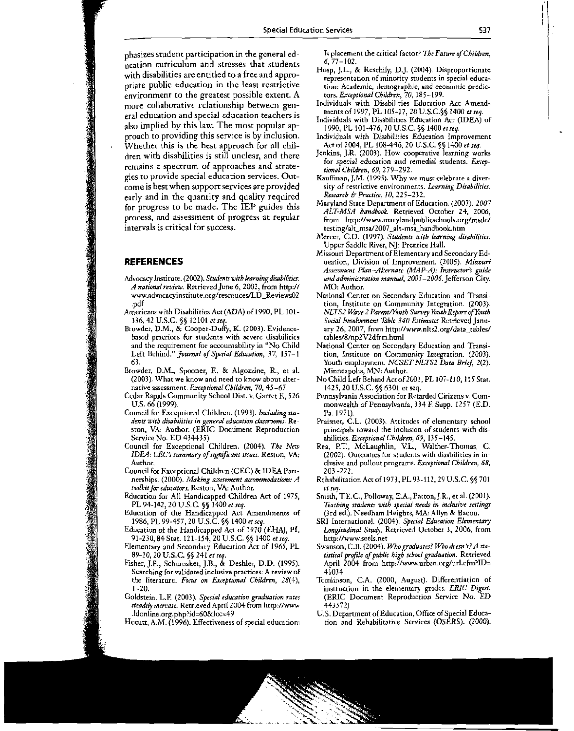phasizes student participation in the general education curriculum and stresses that students with disabilities are entitled to a free and appropriate public education in the least restrictive environment to the greatest possible extent. A more collaborative relationship between general education and special education teachers is also implied by this law. The most popular approach to providing this service is by inclusion. Whether this is the best approach for all children with disabilities is still unclear, and there remains a spectrum of approaches and strategies to provide special education services. Outcome is best when support services are provided early and in the quantity and quality required for progress to be made. The IEP guides this process, and assessment of progress at regular intervals is critical for success.

## REFERENCES

Advocacy Institute. (2002). *Students with learning disabilities: A national review.* Retrieved June 6, 2002, from http://www.advocacyinstitute.org/rescouces/LD_Reviews02.pdf

Americans with Disabilities Act (ADA) of 1990, PL 101-336, 42 U.S.C. §§ 12101 *et seq.*

Browder, D.M., & Cooper-Duffy, K. (2003). Evidence-based practices for students with severe disabilities and the requirement for accountability in "No Child Left Behind." *Journal of Special Education, 37,* 157–163.

Browder, D.M., Spooner, F., & Algozzine, R., et al. (2003). What we know and need to know about alternative assessment. *Exceptional Children, 70,* 45–67.

Cedar Rapids Community School Dist. v. Garret F., 526 U.S. 66 (1999).

Council for Exceptional Children. (1993). *Including students with disabilities in general education classrooms.* Reston, VA: Author. (ERIC Document Reproduction Service No. ED 434435)

Council for Exceptional Children. (2004). *The New IDEA: CEC's summary of significant issues.* Reston, VA: Author.

Council for Exceptional Children (CEC) & IDEA Partnerships. (2000). *Making assessment accommodations: A toolkit for educators.* Reston, VA: Author.

Education for All Handicapped Children Act of 1975, PL 94-142, 20 U.S.C. §§ 1400 *et seq.*

Education of the Handicapped Act Amendments of 1986, PL 99-457, 20 U.S.C. §§ 1400 *et seq.*

Education of the Handicapped Act of 1970 (EHA), PL 91-230, 84 Stat. 121-154, 20 U.S.C. §§ 1400 *et seq.*

Elementary and Secondary Education Act of 1965, PL 89-10, 20 U.S.C. §§ 241 *et seq.*

Fisher, J.B., Schumaker, J.B., & Deshler, D.D. (1995). Searching for validated inclusive practices: A review of the literature. *Focus on Exceptional Children, 28*(4), 1–20.

Goldstein, L.F. (2003). *Special education graduation rates steadily increase.* Retrieved April 2004 from http://www.ldonline.org.php?id=60&loc=49

Hocutt, A.M. (1996). Effectiveness of special education: Is placement the critical factor? *The Future of Children, 6,* 77–102.

Hosp, J.L., & Reschily, D.J. (2004). Disproportionate representation of minority students in special education: Academic, demographic, and economic predictors. *Exceptional Children, 70,* 185–199.

Individuals with Disabilities Education Act Amendments of 1997, PL 105-17, 20 U.S.C.§§ 1400 *et seq.*

Individuals with Disabilities Education Act (IDEA) of 1990, PL 101-476, 20 U.S.C. §§ 1400 *et seq.*

Individuals with Disabilities Education Improvement Act of 2004, PL 108-446, 20 U.S.C. §§ 1400 *et seq.*

Jenkins, J.R. (2003). How cooperative learning works for special education and remedial students. *Exceptional Children, 69,* 279–292.

Kauffman, J.M. (1995). Why we must celebrate a diversity of restrictive environments. *Learning Disabilities: Research & Practice, 10,* 225–232.

Maryland State Department of Education. (2007). *2007 ALT-MSA handbook.* Retrieved October 24, 2006, from http://www.marylandpublicschools.org/msde/testing/alt_msa/2007_alt-msa_handbook.htm

Mercer, C.D. (1997). *Students with learning disabilities.* Upper Saddle River, NJ: Prentice Hall.

Missouri Department of Elementary and Secondary Education, Division of Improvement. (2005). *Missouri Assessment Plan–Alternate (MAP-A): Instructor's guide and administration manual, 2005–2006.* Jefferson City, MO: Author.

National Center on Secondary Education and Transition, Institute on Community Integration. (2003). *NLTS2 Wave 2 Parent/Youth Survey Youth Report of Youth Social Involvement Table 340 Estimates* Retrieved January 26, 2007, from http://www.nlts2.org/data_tables/tables/8/np2V2dfrm.html

National Center on Secondary Education and Transition, Institute on Community Integration. (2003). Youth employment. *NCSET NLTS2 Data Brief, 2*(2). Minneapolis, MN: Author.

No Child Left Behind Act of 2001, PL 107-110, 115 Stat. 1425, 20 U.S.C. §§ 6301 et seq.

Pennsylvania Association for Retarded Citizens v. Commonwealth of Pennsylvania, 334 F. Supp. 1257 (E.D. Pa. 1971).

Praisner, C.L. (2003). Attitudes of elementary school principals toward the inclusion of students with disabilities. *Exceptional Children, 69,* 135–145.

Rea, P.T., McLaughlin, V.L., Walther-Thomas, C. (2002). Outcomes for students with disabilities in inclusive and pullout programs. *Exceptional Children, 68,* 203–222.

Rehabilitation Act of 1973, PL 93-112, 29 U.S.C. §§ 701 *et seq.*

Smith, T.E.C., Polloway, E.A., Patton, J.R., et al. (2001). *Teaching students with special needs in inclusive settings* (3rd ed.). Needham Heights, MA: Allyn & Bacon.

SRI International. (2004). *Special Education Elementary Longitudinal Study.* Retrieved October 3, 2006, from http://www.seels.net

Swanson, C.B. (2004). *Who graduates? Who doesn't? A statistical profile of public high school graduation.* Retrieved April 2004 from http://www.urban.org/url.cfm?ID=41034

Tomlinson, C.A. (2000, August). Differentiation of instruction in the elementary grades. *ERIC Digest.* (ERIC Document Reproduction Service No. ED 443572)

U.S. Department of Education, Office of Special Education and Rehabilitative Services (OSERS). (2000).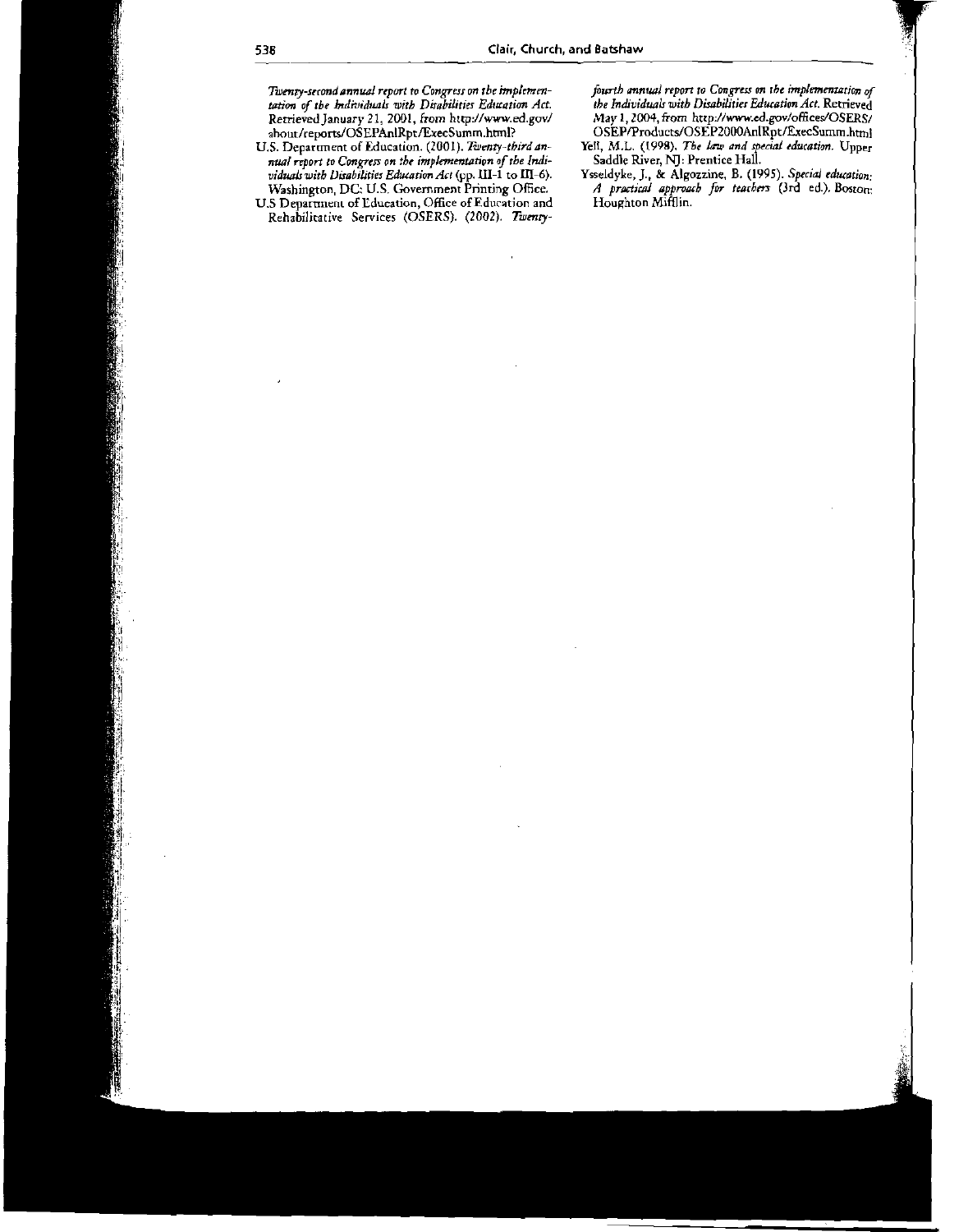*Twenty-second annual report to Congress on the implementation of the Individuals with Disabilities Education Act.* Retrieved January 21, 2001, from http://www.ed.gov/about/reports/OSEPAnlRpt/ExecSumm.html?

U.S. Department of Education. (2001). *Twenty-third annual report to Congress on the implementation of the Individuals with Disabilities Education Act* (pp. III-1 to III-6). Washington, DC: U.S. Government Printing Office.

U.S Department of Education, Office of Education and Rehabilitative Services (OSERS). (2002). *Twenty-fourth annual report to Congress on the implementation of the Individuals with Disabilities Education Act.* Retrieved May 1, 2004, from http://www.ed.gov/offices/OSERS/OSEP/Products/OSEP2000AnlRpt/ExecSumm.html

Yell, M.L. (1998). *The law and special education.* Upper Saddle River, NJ: Prentice Hall.

Ysseldyke, J., & Algozzine, B. (1995). *Special education: A practical approach for teachers* (3rd ed.). Boston: Houghton Mifflin.